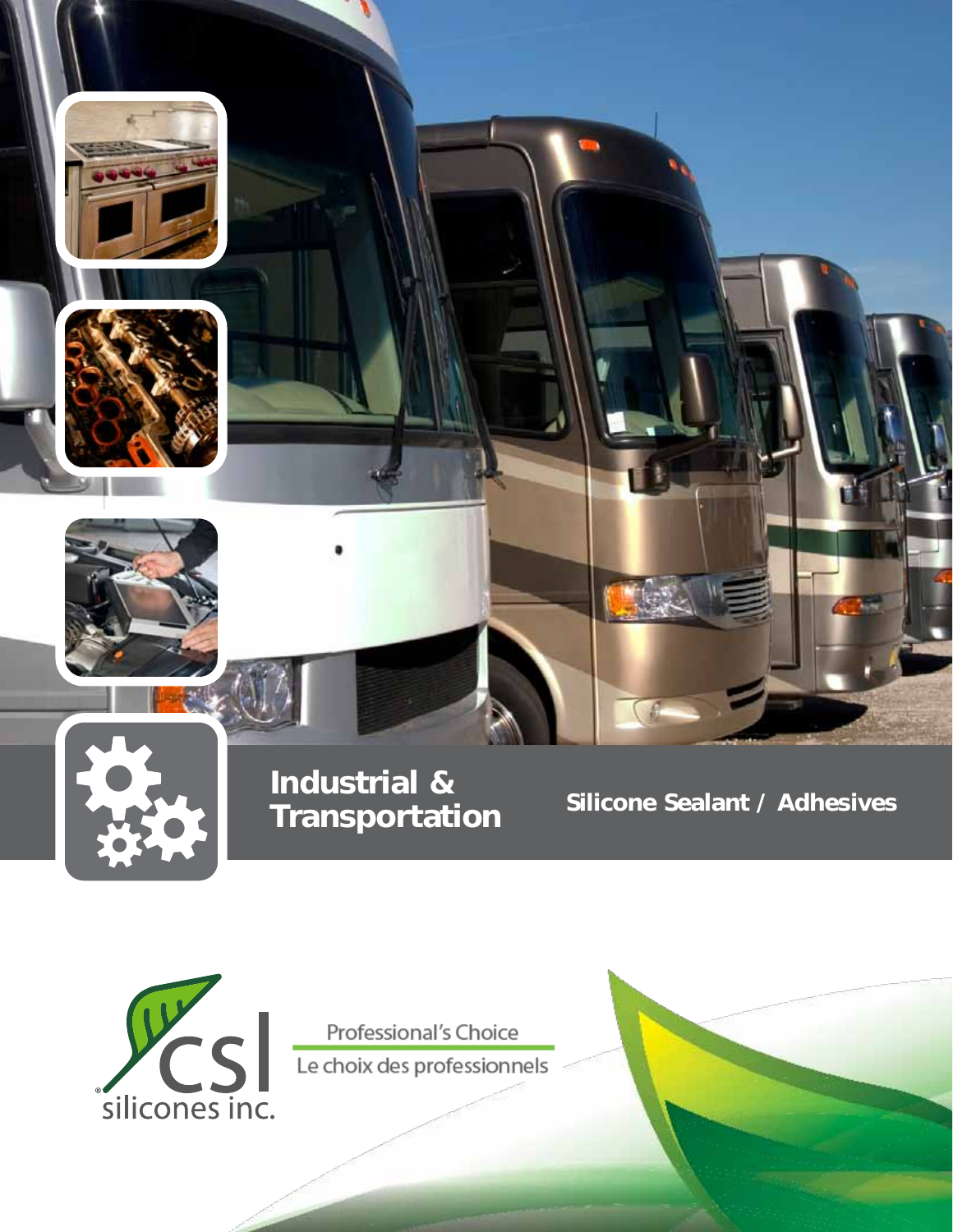# Industrial & Transportation

## Silicone Sealant / Adhesives

csl silicones inc.

Professional's Choice

Le choix des professionnels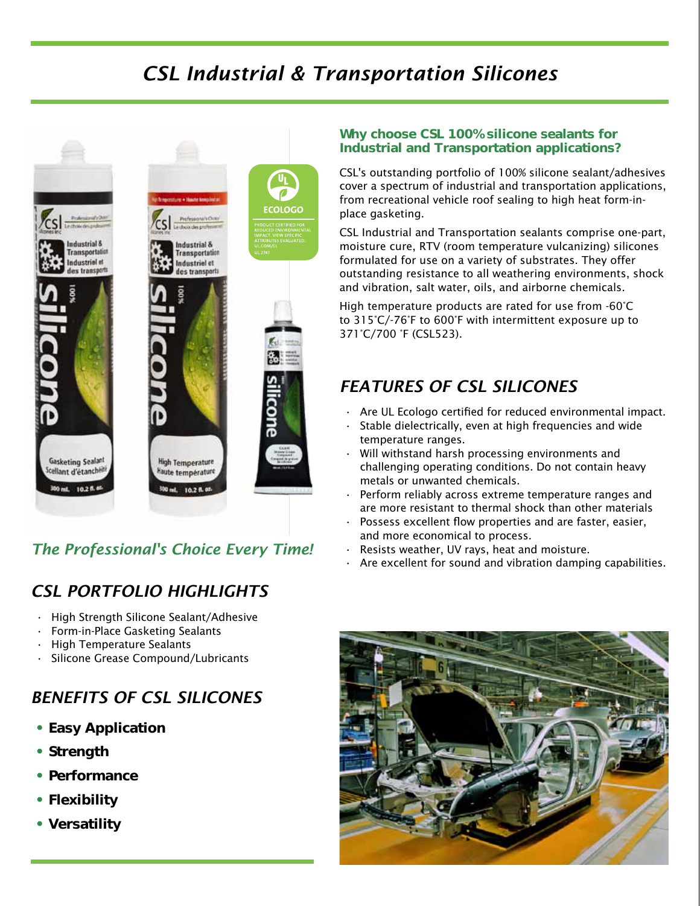# *CSL Industrial & Transportation Silicones*

*The Professional's Choice Every Time!*

## *CSL PORTFOLIO HIGHLIGHTS*

- High Strength Silicone Sealant/Adhesive
- Form-in-Place Gasketing Sealants
- High Temperature Sealants
- Silicone Grease Compound/Lubricants

## *BENEFITS OF CSL SILICONES*

- **Easy Application**
- **Strength**
- **Performance**
- **Flexibility**
- **Versatility**

### Why choose CSL 100% silicone sealants for Industrial and Transportation applications?

CSL's outstanding portfolio of 100% silicone sealant/adhesives cover a spectrum of industrial and transportation applications, from recreational vehicle roof sealing to high heat form-in-place gasketing.

CSL Industrial and Transportation sealants comprise one-part, moisture cure, RTV (room temperature vulcanizing) silicones formulated for use on a variety of substrates. They offer outstanding resistance to all weathering environments, shock and vibration, salt water, oils, and airborne chemicals.

High temperature products are rated for use from -60˚C to 315˚C/-76˚F to 600˚F with intermittent exposure up to 371˚C/700 ˚F (CSL523).

## *FEATURES OF CSL SILICONES*

- Are UL Ecologo certified for reduced environmental impact.
- Stable dielectrically, even at high frequencies and wide temperature ranges.
- Will withstand harsh processing environments and challenging operating conditions. Do not contain heavy metals or unwanted chemicals.
- Perform reliably across extreme temperature ranges and are more resistant to thermal shock than other materials
- Possess excellent flow properties and are faster, easier, and more economical to process.
- Resists weather, UV rays, heat and moisture.
- Are excellent for sound and vibration damping capabilities.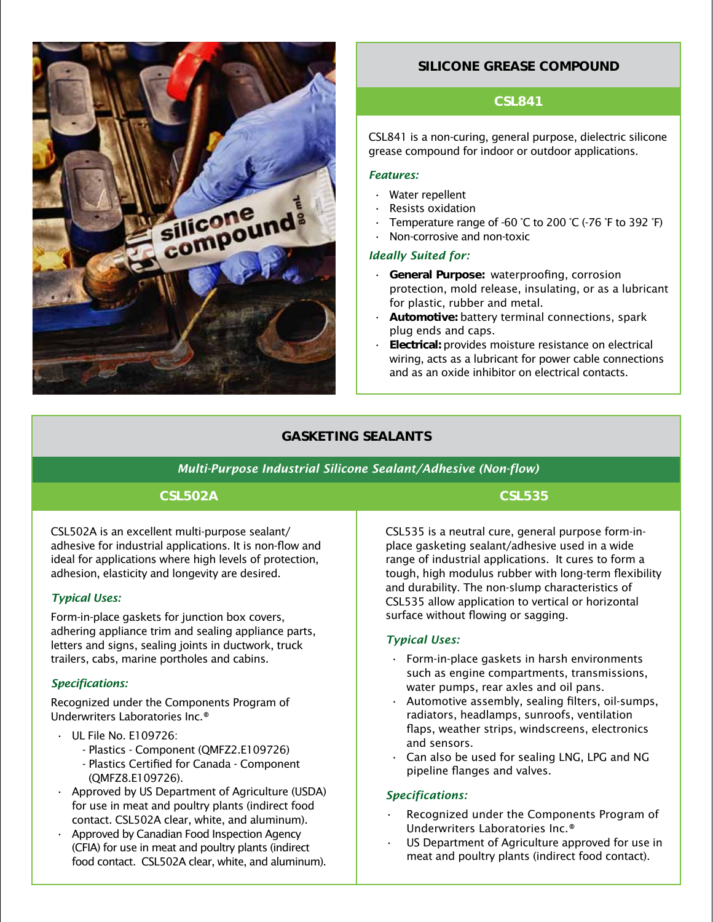## SILICONE GREASE COMPOUND

### CSL841

CSL841 is a non-curing, general purpose, dielectric silicone grease compound for indoor or outdoor applications.

***Features:***

- Water repellent
- Resists oxidation
- Temperature range of -60 ˚C to 200 ˚C (-76 ˚F to 392 ˚F)
- Non-corrosive and non-toxic

***Ideally Suited for:***

- **General Purpose:** waterproofing, corrosion protection, mold release, insulating, or as a lubricant for plastic, rubber and metal.
- **Automotive:** battery terminal connections, spark plug ends and caps.
- **Electrical:** provides moisture resistance on electrical wiring, acts as a lubricant for power cable connections and as an oxide inhibitor on electrical contacts.

## GASKETING SEALANTS

*Multi-Purpose Industrial Silicone Sealant/Adhesive (Non-flow)*

### CSL502A

CSL502A is an excellent multi-purpose sealant/ adhesive for industrial applications. It is non-flow and ideal for applications where high levels of protection, adhesion, elasticity and longevity are desired.

***Typical Uses:***

Form-in-place gaskets for junction box covers, adhering appliance trim and sealing appliance parts, letters and signs, sealing joints in ductwork, truck trailers, cabs, marine portholes and cabins.

***Specifications:***

Recognized under the Components Program of Underwriters Laboratories Inc.®

- UL File No. E109726:
  - Plastics - Component (QMFZ2.E109726)
  - Plastics Certified for Canada - Component (QMFZ8.E109726).
- Approved by US Department of Agriculture (USDA) for use in meat and poultry plants (indirect food contact. CSL502A clear, white, and aluminum).
- Approved by Canadian Food Inspection Agency (CFIA) for use in meat and poultry plants (indirect food contact. CSL502A clear, white, and aluminum).

### CSL535

CSL535 is a neutral cure, general purpose form-in-place gasketing sealant/adhesive used in a wide range of industrial applications. It cures to form a tough, high modulus rubber with long-term flexibility and durability. The non-slump characteristics of CSL535 allow application to vertical or horizontal surface without flowing or sagging.

***Typical Uses:***

- Form-in-place gaskets in harsh environments such as engine compartments, transmissions, water pumps, rear axles and oil pans.
- Automotive assembly, sealing filters, oil-sumps, radiators, headlamps, sunroofs, ventilation flaps, weather strips, windscreens, electronics and sensors.
- Can also be used for sealing LNG, LPG and NG pipeline flanges and valves.

***Specifications:***

- Recognized under the Components Program of Underwriters Laboratories Inc.®
- US Department of Agriculture approved for use in meat and poultry plants (indirect food contact).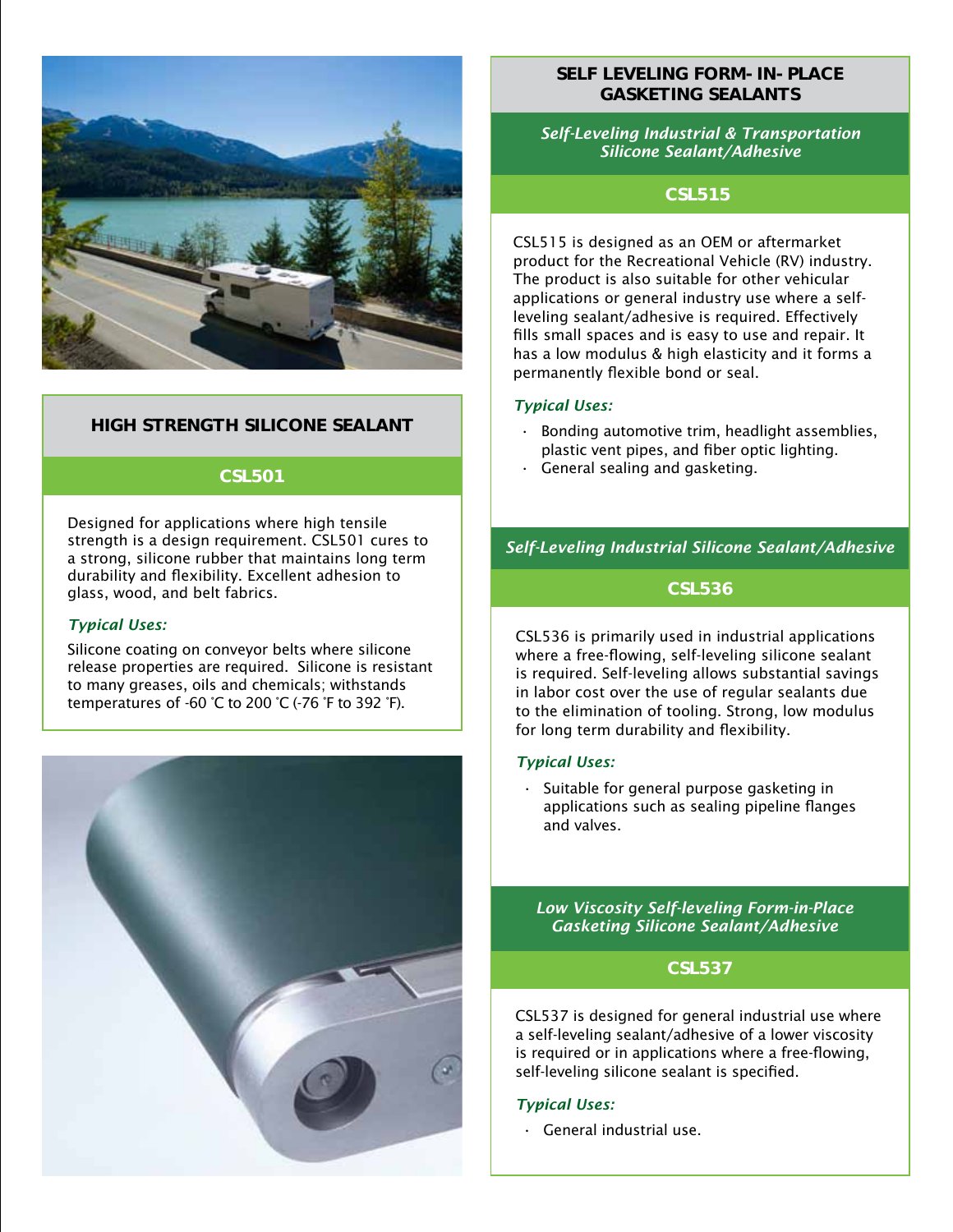## HIGH STRENGTH SILICONE SEALANT

### CSL501

Designed for applications where high tensile strength is a design requirement. CSL501 cures to a strong, silicone rubber that maintains long term durability and flexibility. Excellent adhesion to glass, wood, and belt fabrics.

*Typical Uses:*

Silicone coating on conveyor belts where silicone release properties are required. Silicone is resistant to many greases, oils and chemicals; withstands temperatures of -60 ˚C to 200 ˚C (-76 ˚F to 392 ˚F).

## SELF LEVELING FORM- IN- PLACE GASKETING SEALANTS

*Self-Leveling Industrial & Transportation Silicone Sealant/Adhesive*

### CSL515

CSL515 is designed as an OEM or aftermarket product for the Recreational Vehicle (RV) industry. The product is also suitable for other vehicular applications or general industry use where a self-leveling sealant/adhesive is required. Effectively fills small spaces and is easy to use and repair. It has a low modulus & high elasticity and it forms a permanently flexible bond or seal.

*Typical Uses:*

- Bonding automotive trim, headlight assemblies, plastic vent pipes, and fiber optic lighting.
- General sealing and gasketing.

*Self-Leveling Industrial Silicone Sealant/Adhesive*

### CSL536

CSL536 is primarily used in industrial applications where a free-flowing, self-leveling silicone sealant is required. Self-leveling allows substantial savings in labor cost over the use of regular sealants due to the elimination of tooling. Strong, low modulus for long term durability and flexibility.

*Typical Uses:*

- Suitable for general purpose gasketing in applications such as sealing pipeline flanges and valves.

*Low Viscosity Self-leveling Form-in-Place Gasketing Silicone Sealant/Adhesive*

### CSL537

CSL537 is designed for general industrial use where a self-leveling sealant/adhesive of a lower viscosity is required or in applications where a free-flowing, self-leveling silicone sealant is specified.

*Typical Uses:*

- General industrial use.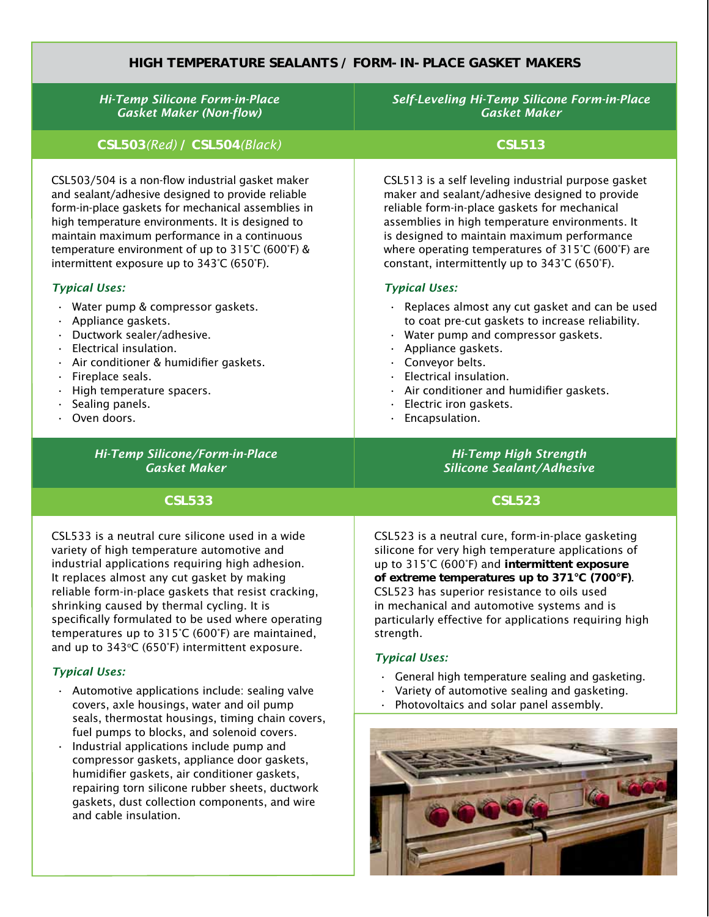# HIGH TEMPERATURE SEALANTS / FORM- IN- PLACE GASKET MAKERS

## *Hi-Temp Silicone Form-in-Place Gasket Maker (Non-flow)*

### **CSL503***(Red)* / **CSL504***(Black)*

CSL503/504 is a non-flow industrial gasket maker and sealant/adhesive designed to provide reliable form-in-place gaskets for mechanical assemblies in high temperature environments. It is designed to maintain maximum performance in a continuous temperature environment of up to 315˚C (600˚F) & intermittent exposure up to 343˚C (650˚F).

*Typical Uses:*

- Water pump & compressor gaskets.
- Appliance gaskets.
- Ductwork sealer/adhesive.
- Electrical insulation.
- Air conditioner & humidifier gaskets.
- Fireplace seals.
- High temperature spacers.
- Sealing panels.
- Oven doors.

## *Self-Leveling Hi-Temp Silicone Form-in-Place Gasket Maker*

### **CSL513**

CSL513 is a self leveling industrial purpose gasket maker and sealant/adhesive designed to provide reliable form-in-place gaskets for mechanical assemblies in high temperature environments. It is designed to maintain maximum performance where operating temperatures of 315˚C (600˚F) are constant, intermittently up to 343˚C (650˚F).

*Typical Uses:*

- Replaces almost any cut gasket and can be used to coat pre-cut gaskets to increase reliability.
- Water pump and compressor gaskets.
- Appliance gaskets.
- Conveyor belts.
- Electrical insulation.
- Air conditioner and humidifier gaskets.
- Electric iron gaskets.
- Encapsulation.

## *Hi-Temp Silicone/Form-in-Place Gasket Maker*

### **CSL533**

CSL533 is a neutral cure silicone used in a wide variety of high temperature automotive and industrial applications requiring high adhesion. It replaces almost any cut gasket by making reliable form-in-place gaskets that resist cracking, shrinking caused by thermal cycling. It is specifically formulated to be used where operating temperatures up to 315˚C (600˚F) are maintained, and up to 343ºC (650˚F) intermittent exposure.

*Typical Uses:*

- Automotive applications include: sealing valve covers, axle housings, water and oil pump seals, thermostat housings, timing chain covers, fuel pumps to blocks, and solenoid covers.
- Industrial applications include pump and compressor gaskets, appliance door gaskets, humidifier gaskets, air conditioner gaskets, repairing torn silicone rubber sheets, ductwork gaskets, dust collection components, and wire and cable insulation.

## *Hi-Temp High Strength Silicone Sealant/Adhesive*

### **CSL523**

CSL523 is a neutral cure, form-in-place gasketing silicone for very high temperature applications of up to 315˚C (600˚F) and **intermittent exposure of extreme temperatures up to 371°C (700°F)**. CSL523 has superior resistance to oils used in mechanical and automotive systems and is particularly effective for applications requiring high strength.

*Typical Uses:*

- General high temperature sealing and gasketing.
- Variety of automotive sealing and gasketing.
- Photovoltaics and solar panel assembly.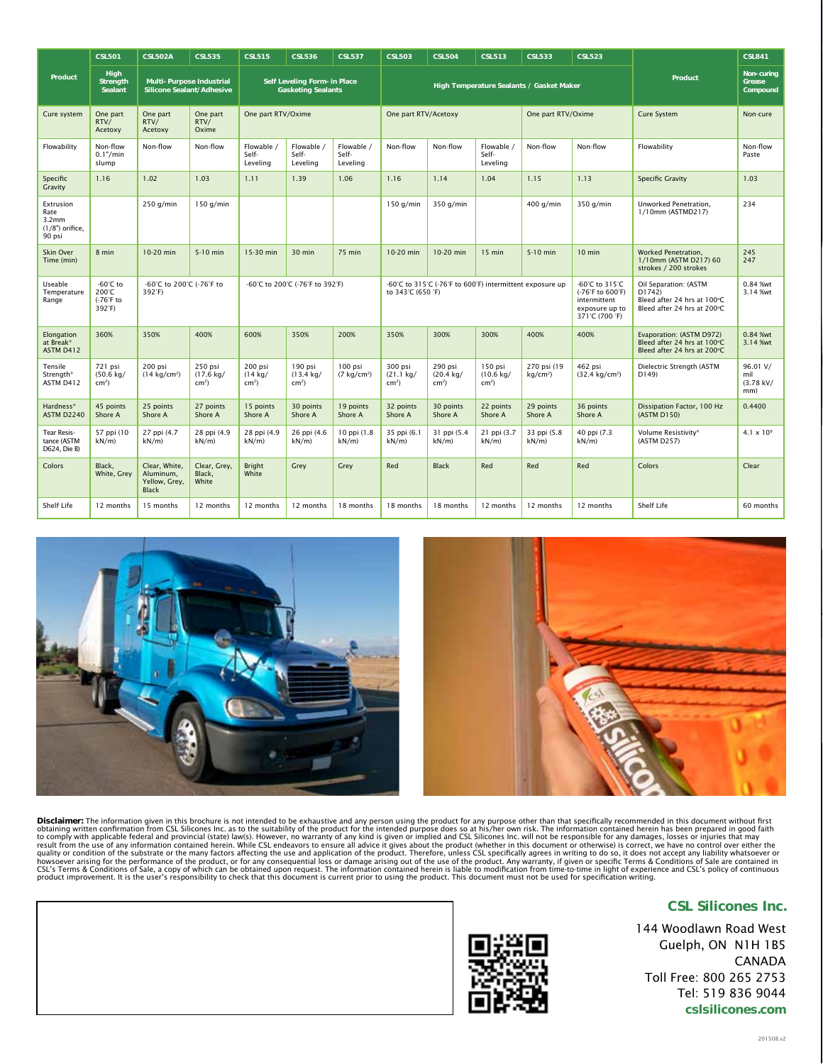| Product | CSL501 | CSL502A | CSL535 | CSL515 | CSL536 | CSL537 | CSL503 | CSL504 | CSL513 | CSL533 | CSL523 | Product | CSL841 |
|---|---|---|---|---|---|---|---|---|---|---|---|---|---|
| | High Strength Sealant | Multi- Purpose Industrial Silicone Sealant/Adhesive | | Self Leveling Form- in Place Gasketing Sealants | | | High Temperature Sealants / Gasket Maker | | | | | | Non- curing Grease Compound |
| Cure system | One part RTV/ Acetoxy | One part RTV/ Acetoxy | One part RTV/ Oxime | One part RTV/Oxime | | | One part RTV/Acetoxy | | | One part RTV/Oxime | | Cure System | Non-cure |
| Flowability | Non-flow 0.1"/min slump | Non-flow | Non-flow | Flowable / Self-Leveling | Flowable / Self-Leveling | Flowable / Self-Leveling | Non-flow | Non-flow | Flowable / Self-Leveling | Non-flow | Non-flow | Flowability | Non-flow Paste |
| Specific Gravity | 1.16 | 1.02 | 1.03 | 1.11 | 1.39 | 1.06 | 1.16 | 1.14 | 1.04 | 1.15 | 1.13 | Specific Gravity | 1.03 |
| Extrusion Rate 3.2mm (1/8") orifice, 90 psi | | 250 g/min | 150 g/min | | | | 150 g/min | 350 g/min | | 400 g/min | 350 g/min | Unworked Penetration, 1/10mm (ASTMD217) | 234 |
| Skin Over Time (min) | 8 min | 10-20 min | 5-10 min | 15-30 min | 30 min | 75 min | 10-20 min | 10-20 min | 15 min | 5-10 min | 10 min | Worked Penetration, 1/10mm (ASTM D217) 60 strokes / 200 strokes | 245 247 |
| Useable Temperature Range | -60˚C to 200˚C (-76˚F to 392˚F) | -60˚C to 200˚C (-76˚F to 392˚F) | | -60˚C to 200˚C (-76˚F to 392˚F) | | | -60˚C to 315˚C (-76˚F to 600˚F) intermittent exposure up to 343˚C (650 ˚F) | | | | -60˚C to 315˚C (-76˚F to 600˚F) intermittent exposure up to 371˚C (700 ˚F) | Oil Separation: (ASTM D1742) Bleed after 24 hrs at 100ºC Bleed after 24 hrs at 200ºC | 0.84 %wt 3.14 %wt |
| Elongation at Break* ASTM D412 | 360% | 350% | 400% | 600% | 350% | 200% | 350% | 300% | 300% | 400% | 400% | Evaporation: (ASTM D972) Bleed after 24 hrs at 100ºC Bleed after 24 hrs at 200ºC | 0.84 %wt 3.14 %wt |
| Tensile Strength* ASTM D412 | 721 psi (50.6 kg/cm²) | 200 psi (14 kg/cm²) | 250 psi (17.6 kg/cm²) | 200 psi (14 kg/cm²) | 190 psi (13.4 kg/cm²) | 100 psi (7 kg/cm²) | 300 psi (21.1 kg/cm²) | 290 psi (20.4 kg/cm²) | 150 psi (10.6 kg/cm²) | 270 psi (19 kg/cm²) | 462 psi (32.4 kg/cm²) | Dielectric Strength (ASTM D149) | 96.01 V/mil (3.78 kV/mm) |
| Hardness* ASTM D2240 | 45 points Shore A | 25 points Shore A | 27 points Shore A | 15 points Shore A | 30 points Shore A | 19 points Shore A | 32 points Shore A | 30 points Shore A | 22 points Shore A | 29 points Shore A | 36 points Shore A | Dissipation Factor, 100 Hz (ASTM D150) | 0.4400 |
| Tear Resistance (ASTM D624, Die B) | 57 ppi (10 kN/m) | 27 ppi (4.7 kN/m) | 28 ppi (4.9 kN/m) | 28 ppi (4.9 kN/m) | 26 ppi (4.6 kN/m) | 10 ppi (1.8 kN/m) | 35 ppi (6.1 kN/m) | 31 ppi (5.4 kN/m) | 21 ppi (3.7 kN/m) | 33 ppi (5.8 kN/m) | 40 ppi (7.3 kN/m) | Volume Resistivity* (ASTM D257) | 4.1 x 10⁹ |
| Colors | Black, White, Grey | Clear, White, Aluminum, Yellow, Grey, Black | Clear, Grey, Black, White | Bright White | Grey | Grey | Red | Black | Red | Red | Red | Colors | Clear |
| Shelf Life | 12 months | 15 months | 12 months | 12 months | 12 months | 18 months | 18 months | 18 months | 12 months | 12 months | 12 months | Shelf Life | 60 months |

**Disclaimer:** The information given in this brochure is not intended to be exhaustive and any person using the product for any purpose other than that specifically recommended in this document without first obtaining written confirmation from CSL Silicones Inc. as to the suitability of the product for the intended purpose does so at his/her own risk. The information contained herein has been prepared in good faith to comply with applicable federal and provincial (state) law(s). However, no warranty of any kind is given or implied and CSL Silicones Inc. will not be responsible for any damages, losses or injuries that may result from the use of any information contained herein. While CSL endeavors to ensure all advice it gives about the product (whether in this document or otherwise) is correct, we have no control over either the quality or condition of the substrate or the many factors affecting the use and application of the product. Therefore, unless CSL specifically agrees in writing to do so, it does not accept any liability whatsoever or howsoever arising for the performance of the product, or for any consequential loss or damage arising out of the use of the product. Any warranty, if given or specific Terms & Conditions of Sale are contained in CSL's Terms & Conditions of Sale, a copy of which can be obtained upon request. The information contained herein is liable to modification from time-to-time in light of experience and CSL's policy of continuous product improvement. It is the user's responsibility to check that this document is current prior to using the product. This document must not be used for specification writing.

**CSL Silicones Inc.**

144 Woodlawn Road West
Guelph, ON N1H 1B5
CANADA
Toll Free: 800 265 2753
Tel: 519 836 9044
**cslsilicones.com**

201508.v2